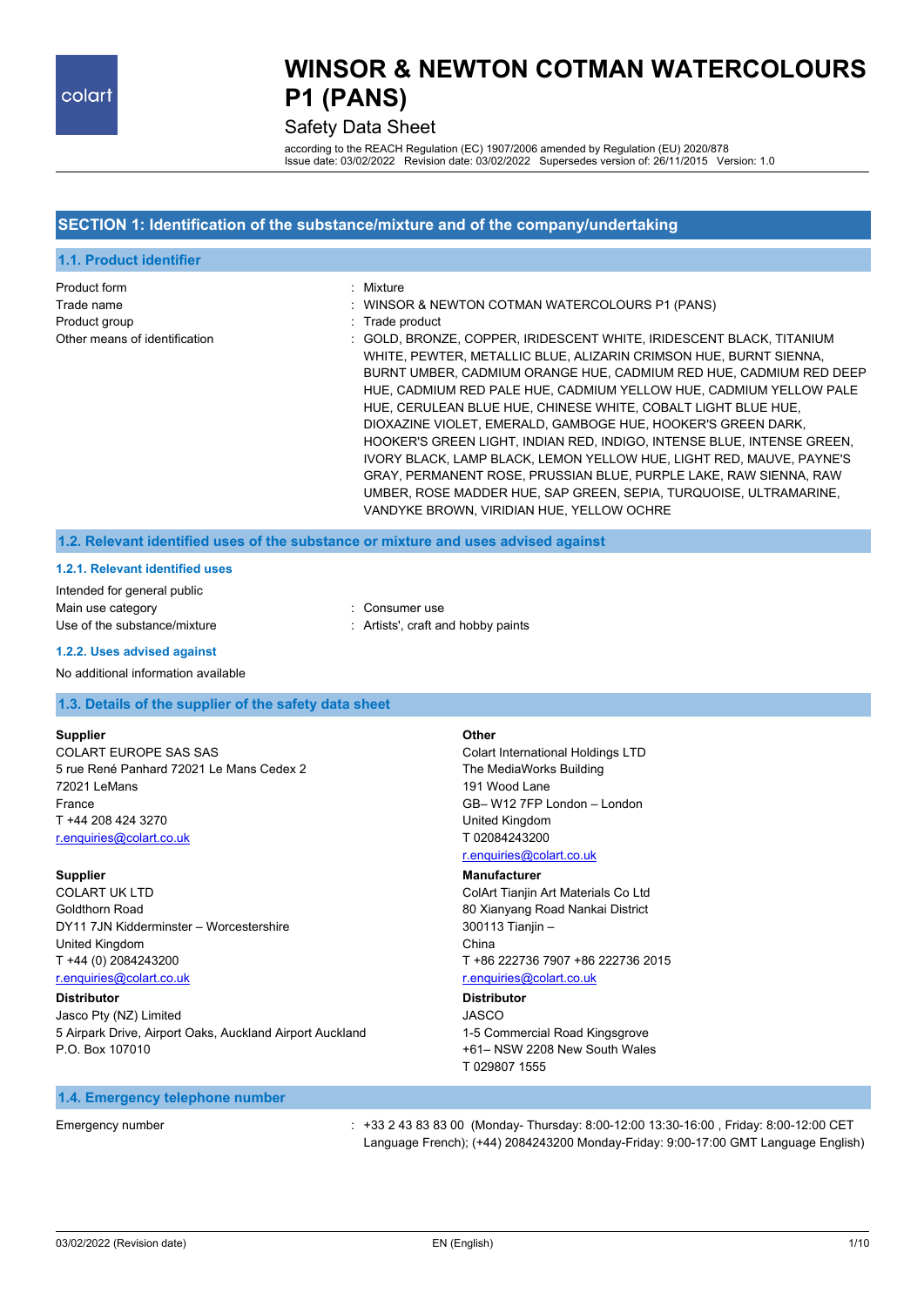# WINSOR & NEWTON COTMAN WATERCOLOURS P1 (PANS)

Safety Data Sheet

according to the REACH Regulation (EC) 1907/2006 amended by Regulation (EU) 2020/878
Issue date: 03/02/2022 Revision date: 03/02/2022 Supersedes version of: 26/11/2015 Version: 1.0

## SECTION 1: Identification of the substance/mixture and of the company/undertaking

### 1.1. Product identifier

| | |
|---|---|
| Product form | : Mixture |
| Trade name | : WINSOR & NEWTON COTMAN WATERCOLOURS P1 (PANS) |
| Product group | : Trade product |
| Other means of identification | : GOLD, BRONZE, COPPER, IRIDESCENT WHITE, IRIDESCENT BLACK, TITANIUM WHITE, PEWTER, METALLIC BLUE, ALIZARIN CRIMSON HUE, BURNT SIENNA, BURNT UMBER, CADMIUM ORANGE HUE, CADMIUM RED HUE, CADMIUM RED DEEP HUE, CADMIUM RED PALE HUE, CADMIUM YELLOW HUE, CADMIUM YELLOW PALE HUE, CERULEAN BLUE HUE, CHINESE WHITE, COBALT LIGHT BLUE HUE, DIOXAZINE VIOLET, EMERALD, GAMBOGE HUE, HOOKER'S GREEN DARK, HOOKER'S GREEN LIGHT, INDIAN RED, INDIGO, INTENSE BLUE, INTENSE GREEN, IVORY BLACK, LAMP BLACK, LEMON YELLOW HUE, LIGHT RED, MAUVE, PAYNE'S GRAY, PERMANENT ROSE, PRUSSIAN BLUE, PURPLE LAKE, RAW SIENNA, RAW UMBER, ROSE MADDER HUE, SAP GREEN, SEPIA, TURQUOISE, ULTRAMARINE, VANDYKE BROWN, VIRIDIAN HUE, YELLOW OCHRE |

### 1.2. Relevant identified uses of the substance or mixture and uses advised against

#### 1.2.1. Relevant identified uses

Intended for general public

| | |
|---|---|
| Main use category | : Consumer use |
| Use of the substance/mixture | : Artists', craft and hobby paints |

#### 1.2.2. Uses advised against

No additional information available

### 1.3. Details of the supplier of the safety data sheet

**Supplier**
COLART EUROPE SAS SAS
5 rue René Panhard 72021 Le Mans Cedex 2
72021 LeMans
France
T +44 208 424 3270
r.enquiries@colart.co.uk

**Supplier**
COLART UK LTD
Goldthorn Road
DY11 7JN Kidderminster – Worcestershire
United Kingdom
T +44 (0) 2084243200
r.enquiries@colart.co.uk

**Distributor**
Jasco Pty (NZ) Limited
5 Airpark Drive, Airport Oaks, Auckland Airport Auckland
P.O. Box 107010

**Other**
Colart International Holdings LTD
The MediaWorks Building
191 Wood Lane
GB– W12 7FP London – London
United Kingdom
T 02084243200
r.enquiries@colart.co.uk

**Manufacturer**
ColArt Tianjin Art Materials Co Ltd
80 Xianyang Road Nankai District
300113 Tianjin –
China
T +86 222736 7907 +86 222736 2015
r.enquiries@colart.co.uk

**Distributor**
JASCO
1-5 Commercial Road Kingsgrove
+61– NSW 2208 New South Wales
T 029807 1555

### 1.4. Emergency telephone number

| | |
|---|---|
| Emergency number | : +33 2 43 83 83 00 (Monday- Thursday: 8:00-12:00 13:30-16:00 , Friday: 8:00-12:00 CET Language French); (+44) 2084243200 Monday-Friday: 9:00-17:00 GMT Language English) |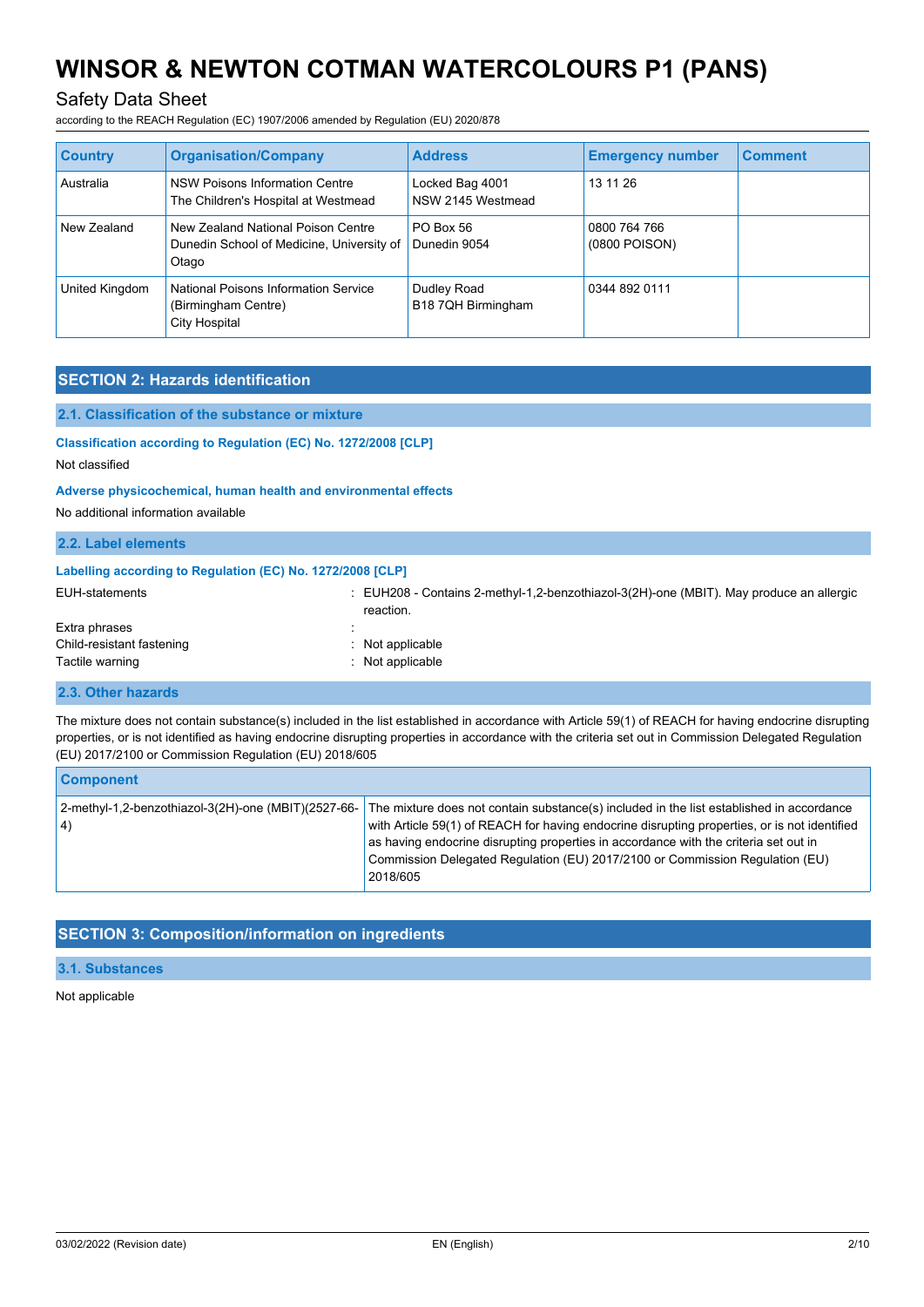| Country | Organisation/Company | Address | Emergency number | Comment |
|---|---|---|---|---|
| Australia | NSW Poisons Information Centre<br>The Children's Hospital at Westmead | Locked Bag 4001<br>NSW 2145 Westmead | 13 11 26 | |
| New Zealand | New Zealand National Poison Centre<br>Dunedin School of Medicine, University of Otago | PO Box 56<br>Dunedin 9054 | 0800 764 766<br>(0800 POISON) | |
| United Kingdom | National Poisons Information Service<br>(Birmingham Centre)<br>City Hospital | Dudley Road<br>B18 7QH Birmingham | 0344 892 0111 | |

## SECTION 2: Hazards identification

### 2.1. Classification of the substance or mixture

**Classification according to Regulation (EC) No. 1272/2008 [CLP]**

Not classified

**Adverse physicochemical, human health and environmental effects**

No additional information available

### 2.2. Label elements

**Labelling according to Regulation (EC) No. 1272/2008 [CLP]**

| | |
|---|---|
| EUH-statements | : EUH208 - Contains 2-methyl-1,2-benzothiazol-3(2H)-one (MBIT). May produce an allergic reaction. |
| Extra phrases | : |
| Child-resistant fastening | : Not applicable |
| Tactile warning | : Not applicable |

### 2.3. Other hazards

The mixture does not contain substance(s) included in the list established in accordance with Article 59(1) of REACH for having endocrine disrupting properties, or is not identified as having endocrine disrupting properties in accordance with the criteria set out in Commission Delegated Regulation (EU) 2017/2100 or Commission Regulation (EU) 2018/605

| Component | |
|---|---|
| 2-methyl-1,2-benzothiazol-3(2H)-one (MBIT)(2527-66-4) | The mixture does not contain substance(s) included in the list established in accordance with Article 59(1) of REACH for having endocrine disrupting properties, or is not identified as having endocrine disrupting properties in accordance with the criteria set out in Commission Delegated Regulation (EU) 2017/2100 or Commission Regulation (EU) 2018/605 |

## SECTION 3: Composition/information on ingredients

### 3.1. Substances

Not applicable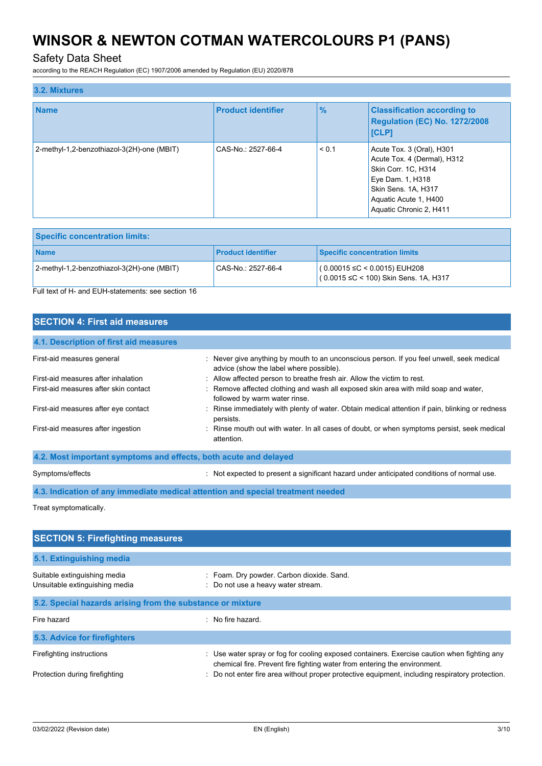### 3.2. Mixtures

| Name | Product identifier | % | Classification according to Regulation (EC) No. 1272/2008 [CLP] |
|---|---|---|---|
| 2-methyl-1,2-benzothiazol-3(2H)-one (MBIT) | CAS-No.: 2527-66-4 | < 0.1 | Acute Tox. 3 (Oral), H301<br>Acute Tox. 4 (Dermal), H312<br>Skin Corr. 1C, H314<br>Eye Dam. 1, H318<br>Skin Sens. 1A, H317<br>Aquatic Acute 1, H400<br>Aquatic Chronic 2, H411 |

| Specific concentration limits: | | |
|---|---|---|
| **Name** | **Product identifier** | **Specific concentration limits** |
| 2-methyl-1,2-benzothiazol-3(2H)-one (MBIT) | CAS-No.: 2527-66-4 | ( 0.00015 ≤C < 0.0015) EUH208<br>( 0.0015 ≤C < 100) Skin Sens. 1A, H317 |

Full text of H- and EUH-statements: see section 16

## SECTION 4: First aid measures

### 4.1. Description of first aid measures

| | |
|---|---|
| First-aid measures general | : Never give anything by mouth to an unconscious person. If you feel unwell, seek medical advice (show the label where possible). |
| First-aid measures after inhalation | : Allow affected person to breathe fresh air. Allow the victim to rest. |
| First-aid measures after skin contact | : Remove affected clothing and wash all exposed skin area with mild soap and water, followed by warm water rinse. |
| First-aid measures after eye contact | : Rinse immediately with plenty of water. Obtain medical attention if pain, blinking or redness persists. |
| First-aid measures after ingestion | : Rinse mouth out with water. In all cases of doubt, or when symptoms persist, seek medical attention. |

### 4.2. Most important symptoms and effects, both acute and delayed

| | |
|---|---|
| Symptoms/effects | : Not expected to present a significant hazard under anticipated conditions of normal use. |

### 4.3. Indication of any immediate medical attention and special treatment needed

Treat symptomatically.

## SECTION 5: Firefighting measures

### 5.1. Extinguishing media

| | |
|---|---|
| Suitable extinguishing media | : Foam. Dry powder. Carbon dioxide. Sand. |
| Unsuitable extinguishing media | : Do not use a heavy water stream. |

### 5.2. Special hazards arising from the substance or mixture

| | |
|---|---|
| Fire hazard | : No fire hazard. |

### 5.3. Advice for firefighters

| | |
|---|---|
| Firefighting instructions | : Use water spray or fog for cooling exposed containers. Exercise caution when fighting any chemical fire. Prevent fire fighting water from entering the environment. |
| Protection during firefighting | : Do not enter fire area without proper protective equipment, including respiratory protection. |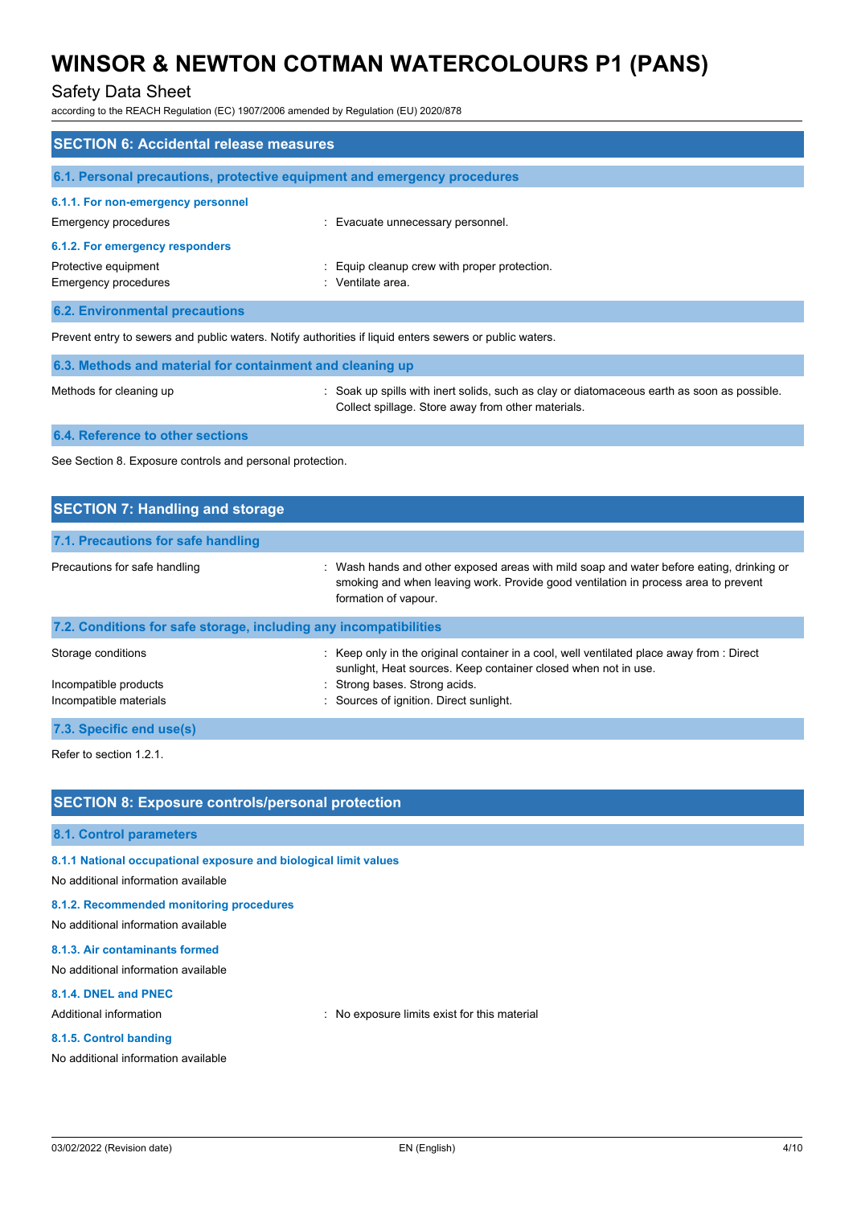## SECTION 6: Accidental release measures

### 6.1. Personal precautions, protective equipment and emergency procedures

#### 6.1.1. For non-emergency personnel

Emergency procedures : Evacuate unnecessary personnel.

#### 6.1.2. For emergency responders

Protective equipment : Equip cleanup crew with proper protection.

Emergency procedures : Ventilate area.

### 6.2. Environmental precautions

Prevent entry to sewers and public waters. Notify authorities if liquid enters sewers or public waters.

### 6.3. Methods and material for containment and cleaning up

Methods for cleaning up : Soak up spills with inert solids, such as clay or diatomaceous earth as soon as possible. Collect spillage. Store away from other materials.

### 6.4. Reference to other sections

See Section 8. Exposure controls and personal protection.

## SECTION 7: Handling and storage

### 7.1. Precautions for safe handling

Precautions for safe handling : Wash hands and other exposed areas with mild soap and water before eating, drinking or smoking and when leaving work. Provide good ventilation in process area to prevent formation of vapour.

### 7.2. Conditions for safe storage, including any incompatibilities

Storage conditions : Keep only in the original container in a cool, well ventilated place away from : Direct sunlight, Heat sources. Keep container closed when not in use.

Incompatible products : Strong bases. Strong acids.

Incompatible materials : Sources of ignition. Direct sunlight.

### 7.3. Specific end use(s)

Refer to section 1.2.1.

## SECTION 8: Exposure controls/personal protection

### 8.1. Control parameters

#### 8.1.1 National occupational exposure and biological limit values

No additional information available

#### 8.1.2. Recommended monitoring procedures

No additional information available

#### 8.1.3. Air contaminants formed

No additional information available

#### 8.1.4. DNEL and PNEC

Additional information : No exposure limits exist for this material

#### 8.1.5. Control banding

No additional information available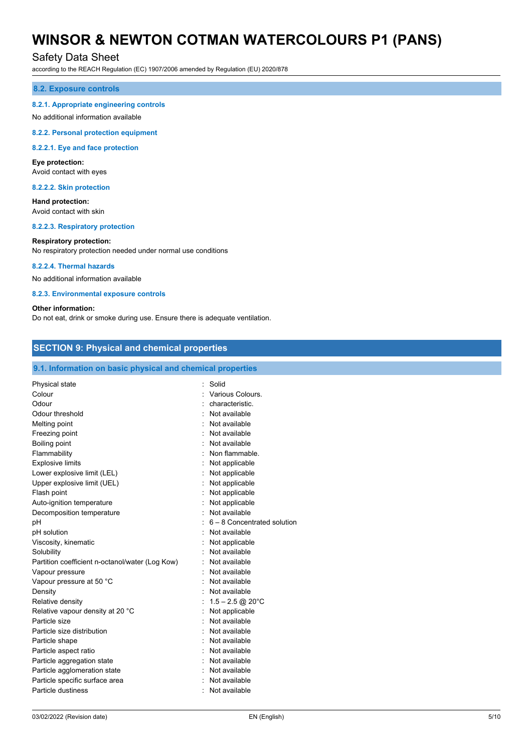### 8.2. Exposure controls

#### 8.2.1. Appropriate engineering controls

No additional information available

#### 8.2.2. Personal protection equipment

##### 8.2.2.1. Eye and face protection

**Eye protection:**
Avoid contact with eyes

##### 8.2.2.2. Skin protection

**Hand protection:**
Avoid contact with skin

##### 8.2.2.3. Respiratory protection

**Respiratory protection:**
No respiratory protection needed under normal use conditions

##### 8.2.2.4. Thermal hazards

No additional information available

#### 8.2.3. Environmental exposure controls

**Other information:**
Do not eat, drink or smoke during use. Ensure there is adequate ventilation.

## SECTION 9: Physical and chemical properties

### 9.1. Information on basic physical and chemical properties

| | |
|---|---|
| Physical state | : Solid |
| Colour | : Various Colours. |
| Odour | : characteristic. |
| Odour threshold | : Not available |
| Melting point | : Not available |
| Freezing point | : Not available |
| Boiling point | : Not available |
| Flammability | : Non flammable. |
| Explosive limits | : Not applicable |
| Lower explosive limit (LEL) | : Not applicable |
| Upper explosive limit (UEL) | : Not applicable |
| Flash point | : Not applicable |
| Auto-ignition temperature | : Not applicable |
| Decomposition temperature | : Not available |
| pH | : 6 – 8 Concentrated solution |
| pH solution | : Not available |
| Viscosity, kinematic | : Not applicable |
| Solubility | : Not available |
| Partition coefficient n-octanol/water (Log Kow) | : Not available |
| Vapour pressure | : Not available |
| Vapour pressure at 50 °C | : Not available |
| Density | : Not available |
| Relative density | : 1.5 – 2.5 @ 20°C |
| Relative vapour density at 20 °C | : Not applicable |
| Particle size | : Not available |
| Particle size distribution | : Not available |
| Particle shape | : Not available |
| Particle aspect ratio | : Not available |
| Particle aggregation state | : Not available |
| Particle agglomeration state | : Not available |
| Particle specific surface area | : Not available |
| Particle dustiness | : Not available |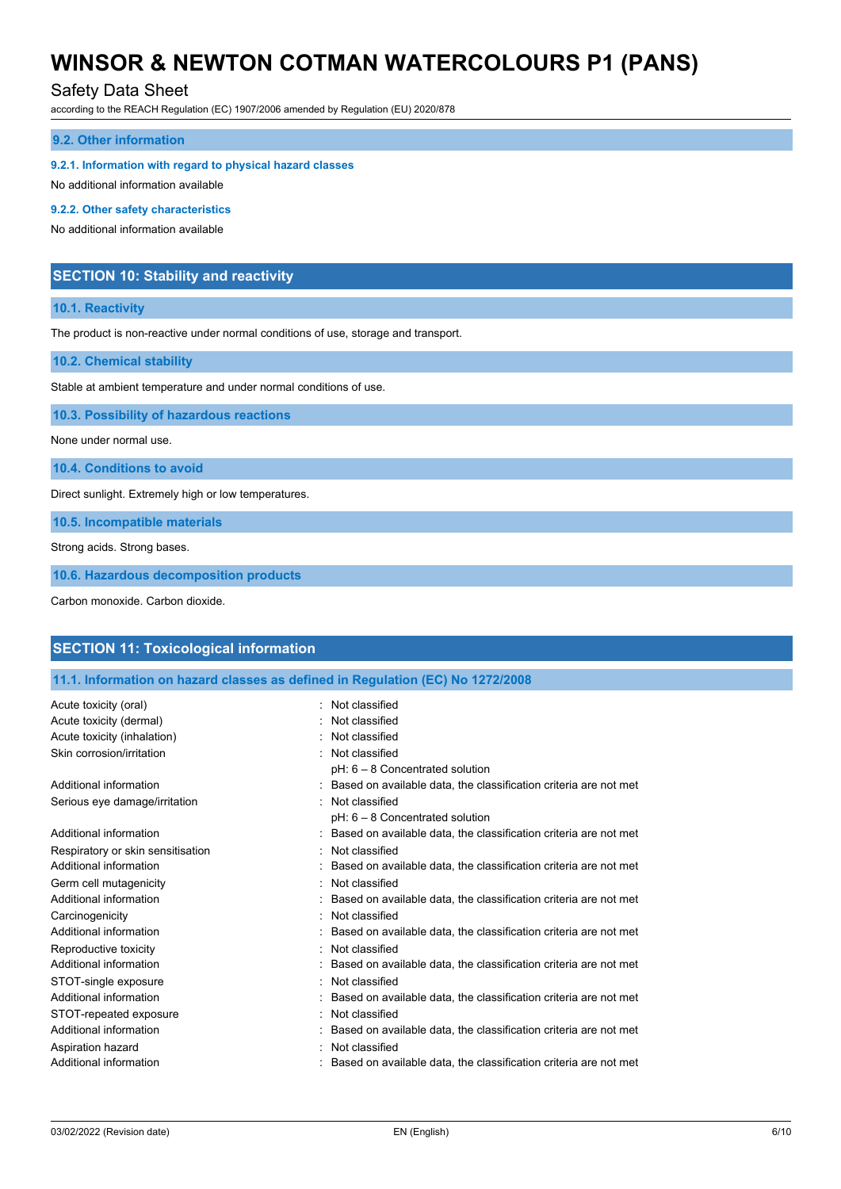### 9.2. Other information

#### 9.2.1. Information with regard to physical hazard classes

No additional information available

#### 9.2.2. Other safety characteristics

No additional information available

## SECTION 10: Stability and reactivity

### 10.1. Reactivity

The product is non-reactive under normal conditions of use, storage and transport.

### 10.2. Chemical stability

Stable at ambient temperature and under normal conditions of use.

### 10.3. Possibility of hazardous reactions

None under normal use.

### 10.4. Conditions to avoid

Direct sunlight. Extremely high or low temperatures.

### 10.5. Incompatible materials

Strong acids. Strong bases.

### 10.6. Hazardous decomposition products

Carbon monoxide. Carbon dioxide.

## SECTION 11: Toxicological information

### 11.1. Information on hazard classes as defined in Regulation (EC) No 1272/2008

| | |
|---|---|
| Acute toxicity (oral) | : Not classified |
| Acute toxicity (dermal) | : Not classified |
| Acute toxicity (inhalation) | : Not classified |
| Skin corrosion/irritation | : Not classified<br>pH: 6 – 8 Concentrated solution |
| Additional information | : Based on available data, the classification criteria are not met |
| Serious eye damage/irritation | : Not classified<br>pH: 6 – 8 Concentrated solution |
| Additional information | : Based on available data, the classification criteria are not met |
| Respiratory or skin sensitisation | : Not classified |
| Additional information | : Based on available data, the classification criteria are not met |
| Germ cell mutagenicity | : Not classified |
| Additional information | : Based on available data, the classification criteria are not met |
| Carcinogenicity | : Not classified |
| Additional information | : Based on available data, the classification criteria are not met |
| Reproductive toxicity | : Not classified |
| Additional information | : Based on available data, the classification criteria are not met |
| STOT-single exposure | : Not classified |
| Additional information | : Based on available data, the classification criteria are not met |
| STOT-repeated exposure | : Not classified |
| Additional information | : Based on available data, the classification criteria are not met |
| Aspiration hazard | : Not classified |
| Additional information | : Based on available data, the classification criteria are not met |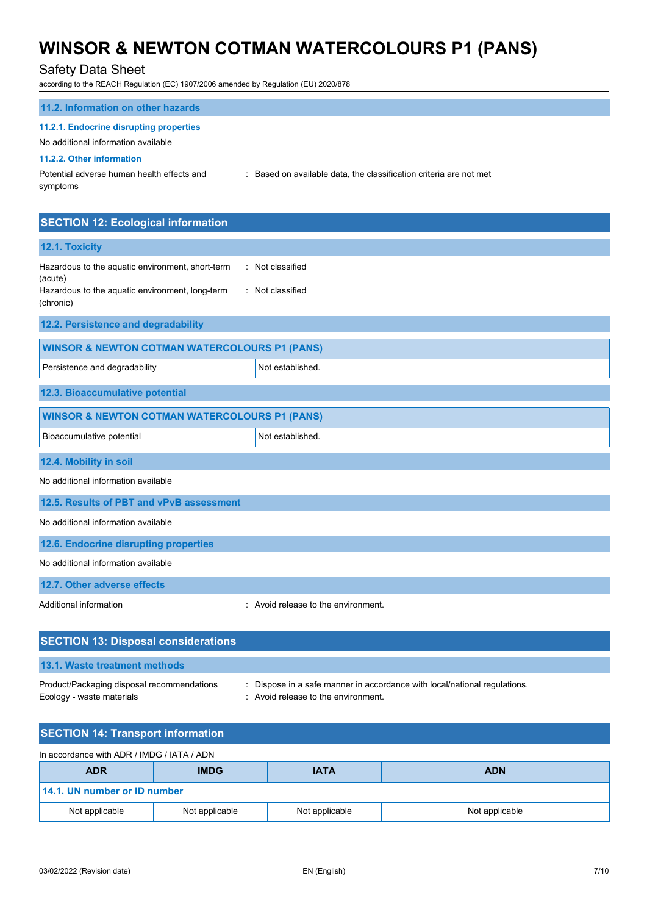### 11.2. Information on other hazards

#### 11.2.1. Endocrine disrupting properties

No additional information available

#### 11.2.2. Other information

Potential adverse human health effects and symptoms : Based on available data, the classification criteria are not met

## SECTION 12: Ecological information

### 12.1. Toxicity

Hazardous to the aquatic environment, short-term (acute) : Not classified

Hazardous to the aquatic environment, long-term (chronic) : Not classified

### 12.2. Persistence and degradability

| WINSOR & NEWTON COTMAN WATERCOLOURS P1 (PANS) | |
|---|---|
| Persistence and degradability | Not established. |

### 12.3. Bioaccumulative potential

| WINSOR & NEWTON COTMAN WATERCOLOURS P1 (PANS) | |
|---|---|
| Bioaccumulative potential | Not established. |

### 12.4. Mobility in soil

No additional information available

### 12.5. Results of PBT and vPvB assessment

No additional information available

### 12.6. Endocrine disrupting properties

No additional information available

### 12.7. Other adverse effects

Additional information : Avoid release to the environment.

## SECTION 13: Disposal considerations

### 13.1. Waste treatment methods

Product/Packaging disposal recommendations : Dispose in a safe manner in accordance with local/national regulations.

Ecology - waste materials : Avoid release to the environment.

## SECTION 14: Transport information

In accordance with ADR / IMDG / IATA / ADN

| ADR | IMDG | IATA | ADN |
|---|---|---|---|
| **14.1. UN number or ID number** | | | |
| Not applicable | Not applicable | Not applicable | Not applicable |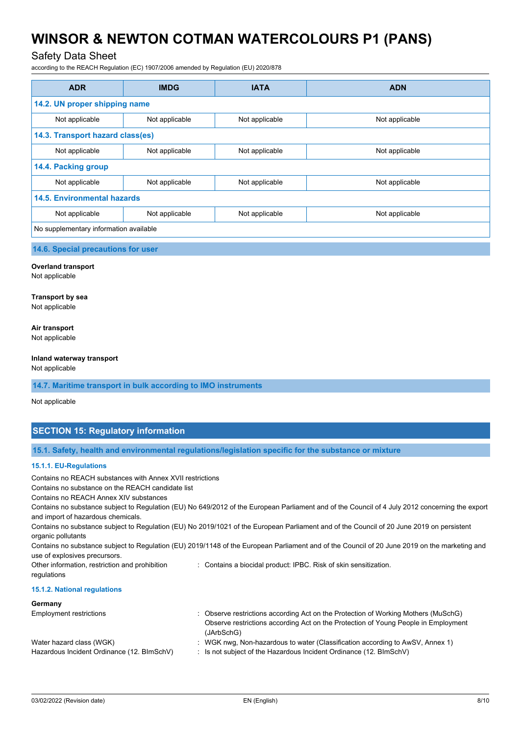| ADR | IMDG | IATA | ADN |
|---|---|---|---|
| **14.2. UN proper shipping name** | | | |
| Not applicable | Not applicable | Not applicable | Not applicable |
| **14.3. Transport hazard class(es)** | | | |
| Not applicable | Not applicable | Not applicable | Not applicable |
| **14.4. Packing group** | | | |
| Not applicable | Not applicable | Not applicable | Not applicable |
| **14.5. Environmental hazards** | | | |
| Not applicable | Not applicable | Not applicable | Not applicable |
| No supplementary information available | | | |

### 14.6. Special precautions for user

**Overland transport**
Not applicable

**Transport by sea**
Not applicable

**Air transport**
Not applicable

**Inland waterway transport**
Not applicable

### 14.7. Maritime transport in bulk according to IMO instruments

Not applicable

## SECTION 15: Regulatory information

### 15.1. Safety, health and environmental regulations/legislation specific for the substance or mixture

#### 15.1.1. EU-Regulations

Contains no REACH substances with Annex XVII restrictions
Contains no substance on the REACH candidate list
Contains no REACH Annex XIV substances
Contains no substance subject to Regulation (EU) No 649/2012 of the European Parliament and of the Council of 4 July 2012 concerning the export and import of hazardous chemicals.
Contains no substance subject to Regulation (EU) No 2019/1021 of the European Parliament and of the Council of 20 June 2019 on persistent organic pollutants
Contains no substance subject to Regulation (EU) 2019/1148 of the European Parliament and of the Council of 20 June 2019 on the marketing and use of explosives precursors.

Other information, restriction and prohibition regulations : Contains a biocidal product: IPBC. Risk of skin sensitization.

#### 15.1.2. National regulations

**Germany**

Employment restrictions : Observe restrictions according Act on the Protection of Working Mothers (MuSchG)
Observe restrictions according Act on the Protection of Young People in Employment (JArbSchG)

Water hazard class (WGK) : WGK nwg, Non-hazardous to water (Classification according to AwSV, Annex 1)

Hazardous Incident Ordinance (12. BImSchV) : Is not subject of the Hazardous Incident Ordinance (12. BImSchV)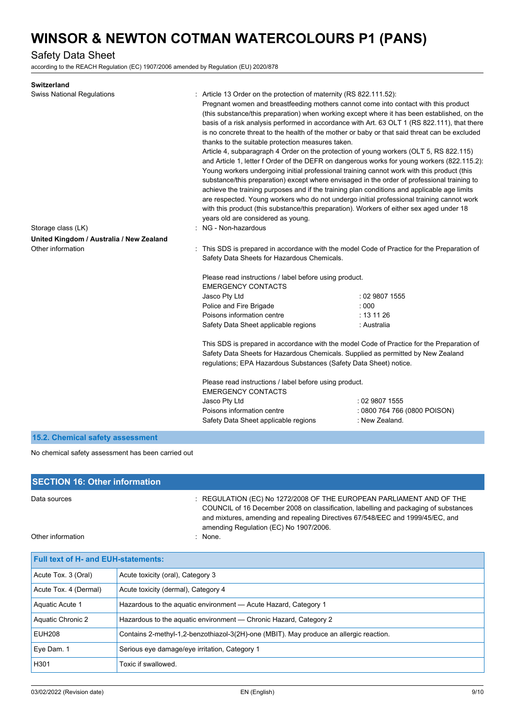**Switzerland**

Swiss National Regulations : Article 13 Order on the protection of maternity (RS 822.111.52):
Pregnant women and breastfeeding mothers cannot come into contact with this product (this substance/this preparation) when working except where it has been established, on the basis of a risk analysis performed in accordance with Art. 63 OLT 1 (RS 822.111), that there is no concrete threat to the health of the mother or baby or that said threat can be excluded thanks to the suitable protection measures taken.
Article 4, subparagraph 4 Order on the protection of young workers (OLT 5, RS 822.115) and Article 1, letter f Order of the DEFR on dangerous works for young workers (822.115.2): Young workers undergoing initial professional training cannot work with this product (this substance/this preparation) except where envisaged in the order of professional training to achieve the training purposes and if the training plan conditions and applicable age limits are respected. Young workers who do not undergo initial professional training cannot work with this product (this substance/this preparation). Workers of either sex aged under 18 years old are considered as young.

Storage class (LK) : NG - Non-hazardous

**United Kingdom / Australia / New Zealand**

Other information : This SDS is prepared in accordance with the model Code of Practice for the Preparation of Safety Data Sheets for Hazardous Chemicals.

Please read instructions / label before using product.

EMERGENCY CONTACTS

| | |
|---|---|
| Jasco Pty Ltd | : 02 9807 1555 |
| Police and Fire Brigade | : 000 |
| Poisons information centre | : 13 11 26 |
| Safety Data Sheet applicable regions | : Australia |

This SDS is prepared in accordance with the model Code of Practice for the Preparation of Safety Data Sheets for Hazardous Chemicals. Supplied as permitted by New Zealand regulations; EPA Hazardous Substances (Safety Data Sheet) notice.

Please read instructions / label before using product.

EMERGENCY CONTACTS

| | |
|---|---|
| Jasco Pty Ltd | : 02 9807 1555 |
| Poisons information centre | : 0800 764 766 (0800 POISON) |
| Safety Data Sheet applicable regions | : New Zealand. |

### 15.2. Chemical safety assessment

No chemical safety assessment has been carried out

## SECTION 16: Other information

Data sources : REGULATION (EC) No 1272/2008 OF THE EUROPEAN PARLIAMENT AND OF THE COUNCIL of 16 December 2008 on classification, labelling and packaging of substances and mixtures, amending and repealing Directives 67/548/EEC and 1999/45/EC, and amending Regulation (EC) No 1907/2006.

Other information : None.

| Full text of H- and EUH-statements: | |
|---|---|
| Acute Tox. 3 (Oral) | Acute toxicity (oral), Category 3 |
| Acute Tox. 4 (Dermal) | Acute toxicity (dermal), Category 4 |
| Aquatic Acute 1 | Hazardous to the aquatic environment — Acute Hazard, Category 1 |
| Aquatic Chronic 2 | Hazardous to the aquatic environment — Chronic Hazard, Category 2 |
| EUH208 | Contains 2-methyl-1,2-benzothiazol-3(2H)-one (MBIT). May produce an allergic reaction. |
| Eye Dam. 1 | Serious eye damage/eye irritation, Category 1 |
| H301 | Toxic if swallowed. |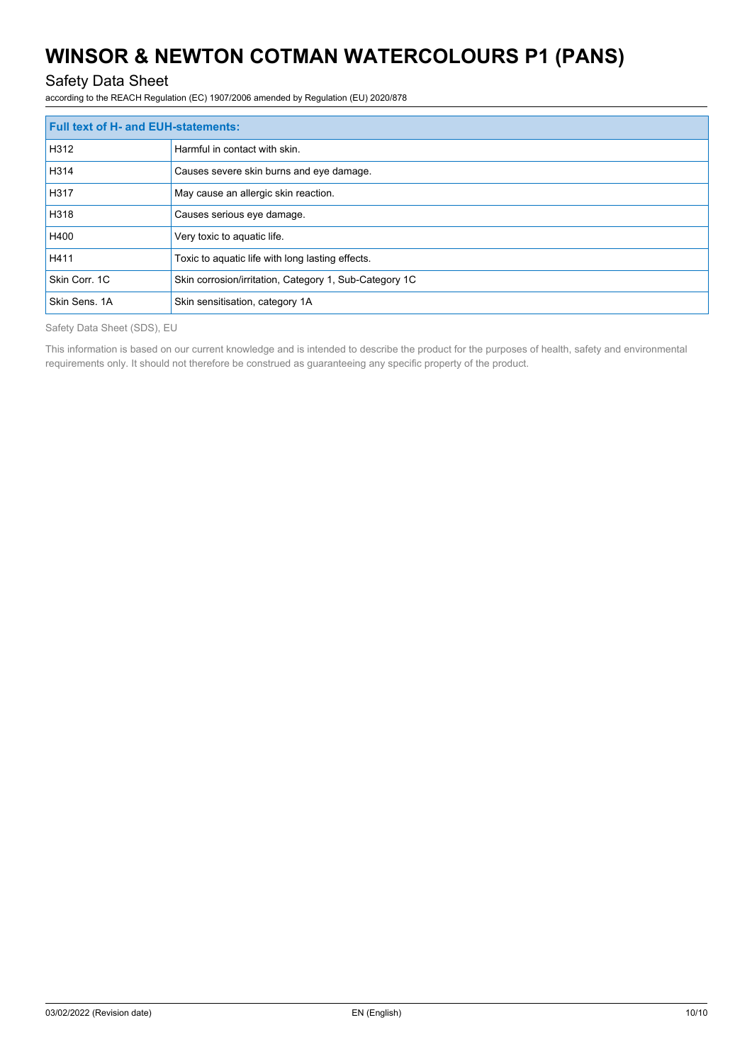| Full text of H- and EUH-statements: | |
|---|---|
| H312 | Harmful in contact with skin. |
| H314 | Causes severe skin burns and eye damage. |
| H317 | May cause an allergic skin reaction. |
| H318 | Causes serious eye damage. |
| H400 | Very toxic to aquatic life. |
| H411 | Toxic to aquatic life with long lasting effects. |
| Skin Corr. 1C | Skin corrosion/irritation, Category 1, Sub-Category 1C |
| Skin Sens. 1A | Skin sensitisation, category 1A |

Safety Data Sheet (SDS), EU

This information is based on our current knowledge and is intended to describe the product for the purposes of health, safety and environmental requirements only. It should not therefore be construed as guaranteeing any specific property of the product.